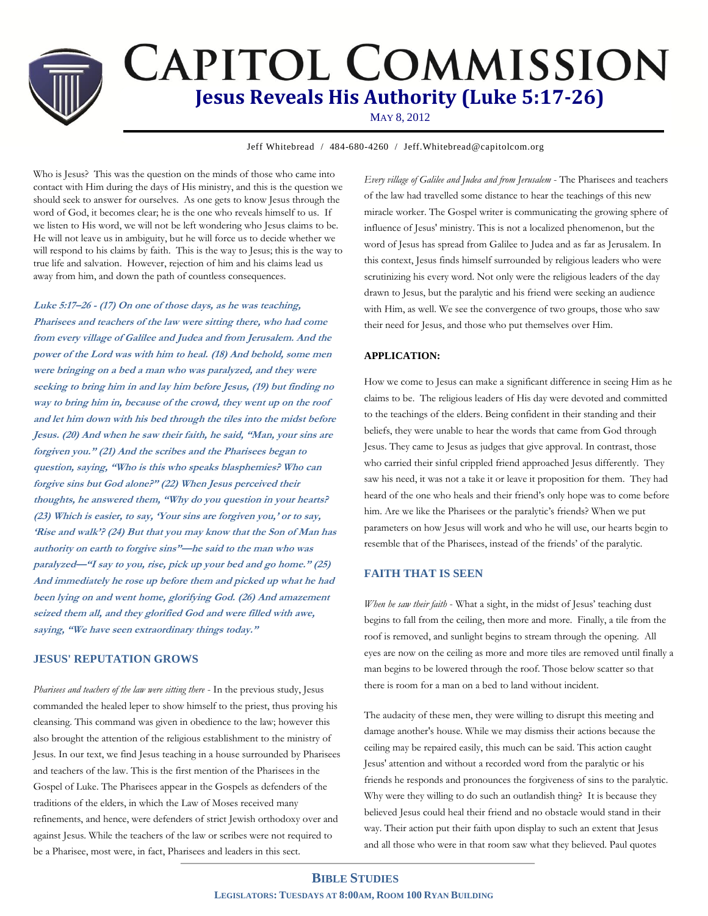# CAPITOL COMMISSION

## Jesus Reveals His Authority (Luke 5:17-26)

MAY 8, 2012

Jeff Whitebread / 484-680-4260 / Jeff.Whitebread@capitolcom.org

Who is Jesus? This was the question on the minds of those who came into contact with Him during the days of His ministry, and this is the question we should seek to answer for ourselves. As one gets to know Jesus through the word of God, it becomes clear; he is the one who reveals himself to us. If we listen to His word, we will not be left wondering who Jesus claims to be. He will not leave us in ambiguity, but he will force us to decide whether we will respond to his claims by faith. This is the way to Jesus; this is the way to true life and salvation. However, rejection of him and his claims lead us away from him, and down the path of countless consequences.

***Luke 5:17–26 - (17) On one of those days, as he was teaching, Pharisees and teachers of the law were sitting there, who had come from every village of Galilee and Judea and from Jerusalem. And the power of the Lord was with him to heal. (18) And behold, some men were bringing on a bed a man who was paralyzed, and they were seeking to bring him in and lay him before Jesus, (19) but finding no way to bring him in, because of the crowd, they went up on the roof and let him down with his bed through the tiles into the midst before Jesus. (20) And when he saw their faith, he said, "Man, your sins are forgiven you." (21) And the scribes and the Pharisees began to question, saying, "Who is this who speaks blasphemies? Who can forgive sins but God alone?" (22) When Jesus perceived their thoughts, he answered them, "Why do you question in your hearts? (23) Which is easier, to say, 'Your sins are forgiven you,' or to say, 'Rise and walk'? (24) But that you may know that the Son of Man has authority on earth to forgive sins"—he said to the man who was paralyzed—"I say to you, rise, pick up your bed and go home." (25) And immediately he rose up before them and picked up what he had been lying on and went home, glorifying God. (26) And amazement seized them all, and they glorified God and were filled with awe, saying, "We have seen extraordinary things today."***

### JESUS' REPUTATION GROWS

*Pharisees and teachers of the law were sitting there* - In the previous study, Jesus commanded the healed leper to show himself to the priest, thus proving his cleansing. This command was given in obedience to the law; however this also brought the attention of the religious establishment to the ministry of Jesus. In our text, we find Jesus teaching in a house surrounded by Pharisees and teachers of the law. This is the first mention of the Pharisees in the Gospel of Luke. The Pharisees appear in the Gospels as defenders of the traditions of the elders, in which the Law of Moses received many refinements, and hence, were defenders of strict Jewish orthodoxy over and against Jesus. While the teachers of the law or scribes were not required to be a Pharisee, most were, in fact, Pharisees and leaders in this sect.

*Every village of Galilee and Judea and from Jerusalem* - The Pharisees and teachers of the law had travelled some distance to hear the teachings of this new miracle worker. The Gospel writer is communicating the growing sphere of influence of Jesus' ministry. This is not a localized phenomenon, but the word of Jesus has spread from Galilee to Judea and as far as Jerusalem. In this context, Jesus finds himself surrounded by religious leaders who were scrutinizing his every word. Not only were the religious leaders of the day drawn to Jesus, but the paralytic and his friend were seeking an audience with Him, as well. We see the convergence of two groups, those who saw their need for Jesus, and those who put themselves over Him.

**APPLICATION:**

How we come to Jesus can make a significant difference in seeing Him as he claims to be. The religious leaders of His day were devoted and committed to the teachings of the elders. Being confident in their standing and their beliefs, they were unable to hear the words that came from God through Jesus. They came to Jesus as judges that give approval. In contrast, those who carried their sinful crippled friend approached Jesus differently. They saw his need, it was not a take it or leave it proposition for them. They had heard of the one who heals and their friend's only hope was to come before him. Are we like the Pharisees or the paralytic's friends? When we put parameters on how Jesus will work and who he will use, our hearts begin to resemble that of the Pharisees, instead of the friends' of the paralytic.

### FAITH THAT IS SEEN

*When he saw their faith* - What a sight, in the midst of Jesus' teaching dust begins to fall from the ceiling, then more and more. Finally, a tile from the roof is removed, and sunlight begins to stream through the opening. All eyes are now on the ceiling as more and more tiles are removed until finally a man begins to be lowered through the roof. Those below scatter so that there is room for a man on a bed to land without incident.

The audacity of these men, they were willing to disrupt this meeting and damage another's house. While we may dismiss their actions because the ceiling may be repaired easily, this much can be said. This action caught Jesus' attention and without a recorded word from the paralytic or his friends he responds and pronounces the forgiveness of sins to the paralytic. Why were they willing to do such an outlandish thing? It is because they believed Jesus could heal their friend and no obstacle would stand in their way. Their action put their faith upon display to such an extent that Jesus and all those who were in that room saw what they believed. Paul quotes

**BIBLE STUDIES**
**LEGISLATORS: TUESDAYS AT 8:00AM, ROOM 100 RYAN BUILDING**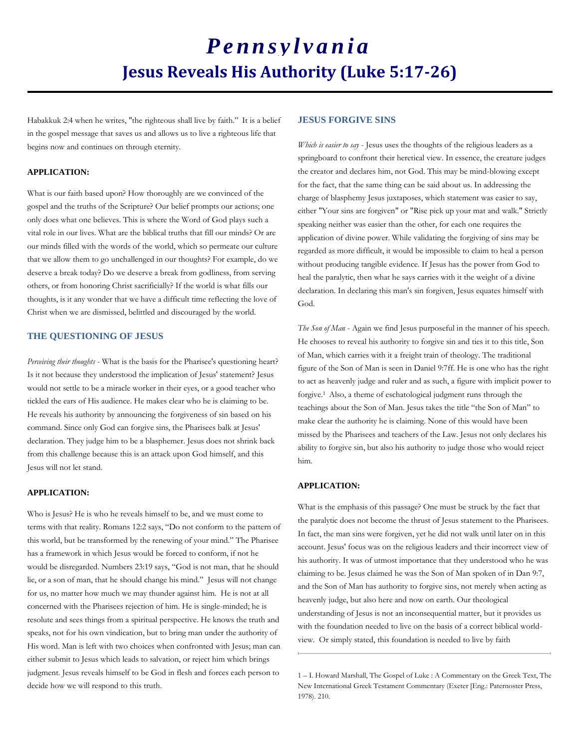Habakkuk 2:4 when he writes, "the righteous shall live by faith." It is a belief in the gospel message that saves us and allows us to live a righteous life that begins now and continues on through eternity.

**APPLICATION:**

What is our faith based upon? How thoroughly are we convinced of the gospel and the truths of the Scripture? Our belief prompts our actions; one only does what one believes. This is where the Word of God plays such a vital role in our lives. What are the biblical truths that fill our minds? Or are our minds filled with the words of the world, which so permeate our culture that we allow them to go unchallenged in our thoughts? For example, do we deserve a break today? Do we deserve a break from godliness, from serving others, or from honoring Christ sacrificially? If the world is what fills our thoughts, is it any wonder that we have a difficult time reflecting the love of Christ when we are dismissed, belittled and discouraged by the world.

## THE QUESTIONING OF JESUS

*Perceiving their thoughts* - What is the basis for the Pharisee's questioning heart? Is it not because they understood the implication of Jesus' statement? Jesus would not settle to be a miracle worker in their eyes, or a good teacher who tickled the ears of His audience. He makes clear who he is claiming to be. He reveals his authority by announcing the forgiveness of sin based on his command. Since only God can forgive sins, the Pharisees balk at Jesus' declaration. They judge him to be a blasphemer. Jesus does not shrink back from this challenge because this is an attack upon God himself, and this Jesus will not let stand.

**APPLICATION:**

Who is Jesus? He is who he reveals himself to be, and we must come to terms with that reality. Romans 12:2 says, "Do not conform to the pattern of this world, but be transformed by the renewing of your mind." The Pharisee has a framework in which Jesus would be forced to conform, if not he would be disregarded. Numbers 23:19 says, "God is not man, that he should lie, or a son of man, that he should change his mind." Jesus will not change for us, no matter how much we may thunder against him. He is not at all concerned with the Pharisees rejection of him. He is single-minded; he is resolute and sees things from a spiritual perspective. He knows the truth and speaks, not for his own vindication, but to bring man under the authority of His word. Man is left with two choices when confronted with Jesus; man can either submit to Jesus which leads to salvation, or reject him which brings judgment. Jesus reveals himself to be God in flesh and forces each person to decide how we will respond to this truth.

## JESUS FORGIVE SINS

*Which is easier to say* - Jesus uses the thoughts of the religious leaders as a springboard to confront their heretical view. In essence, the creature judges the creator and declares him, not God. This may be mind-blowing except for the fact, that the same thing can be said about us. In addressing the charge of blasphemy Jesus juxtaposes, which statement was easier to say, either "Your sins are forgiven" or "Rise pick up your mat and walk." Strictly speaking neither was easier than the other, for each one requires the application of divine power. While validating the forgiving of sins may be regarded as more difficult, it would be impossible to claim to heal a person without producing tangible evidence. If Jesus has the power from God to heal the paralytic, then what he says carries with it the weight of a divine declaration. In declaring this man's sin forgiven, Jesus equates himself with God.

*The Son of Man* - Again we find Jesus purposeful in the manner of his speech. He chooses to reveal his authority to forgive sin and ties it to this title, Son of Man, which carries with it a freight train of theology. The traditional figure of the Son of Man is seen in Daniel 9:7ff. He is one who has the right to act as heavenly judge and ruler and as such, a figure with implicit power to forgive.[1] Also, a theme of eschatological judgment runs through the teachings about the Son of Man. Jesus takes the title "the Son of Man" to make clear the authority he is claiming. None of this would have been missed by the Pharisees and teachers of the Law. Jesus not only declares his ability to forgive sin, but also his authority to judge those who would reject him.

**APPLICATION:**

What is the emphasis of this passage? One must be struck by the fact that the paralytic does not become the thrust of Jesus statement to the Pharisees. In fact, the man sins were forgiven, yet he did not walk until later on in this account. Jesus' focus was on the religious leaders and their incorrect view of his authority. It was of utmost importance that they understood who he was claiming to be. Jesus claimed he was the Son of Man spoken of in Dan 9:7, and the Son of Man has authority to forgive sins, not merely when acting as heavenly judge, but also here and now on earth. Our theological understanding of Jesus is not an inconsequential matter, but it provides us with the foundation needed to live on the basis of a correct biblical world-view. Or simply stated, this foundation is needed to live by faith

---

1 – I. Howard Marshall, The Gospel of Luke : A Commentary on the Greek Text, The New International Greek Testament Commentary (Exeter [Eng.: Paternoster Press, 1978). 210.